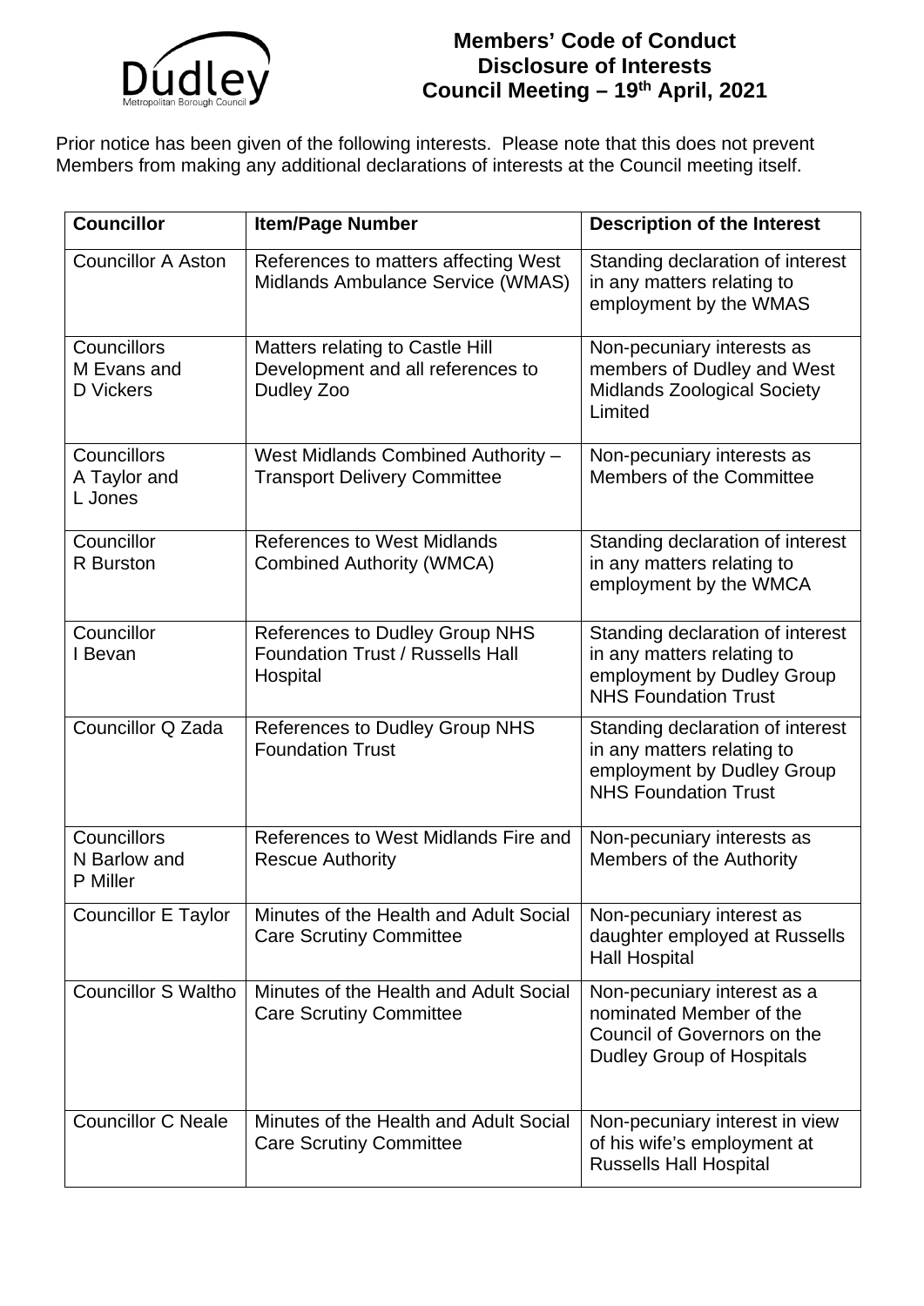# Members' Code of Conduct
# Disclosure of Interests
# Council Meeting – 19th April, 2021

Prior notice has been given of the following interests. Please note that this does not prevent Members from making any additional declarations of interests at the Council meeting itself.

| **Councillor** | **Item/Page Number** | **Description of the Interest** |
|---|---|---|
| Councillor A Aston | References to matters affecting West Midlands Ambulance Service (WMAS) | Standing declaration of interest in any matters relating to employment by the WMAS |
| Councillors M Evans and D Vickers | Matters relating to Castle Hill Development and all references to Dudley Zoo | Non-pecuniary interests as members of Dudley and West Midlands Zoological Society Limited |
| Councillors A Taylor and L Jones | West Midlands Combined Authority – Transport Delivery Committee | Non-pecuniary interests as Members of the Committee |
| Councillor R Burston | References to West Midlands Combined Authority (WMCA) | Standing declaration of interest in any matters relating to employment by the WMCA |
| Councillor I Bevan | References to Dudley Group NHS Foundation Trust / Russells Hall Hospital | Standing declaration of interest in any matters relating to employment by Dudley Group NHS Foundation Trust |
| Councillor Q Zada | References to Dudley Group NHS Foundation Trust | Standing declaration of interest in any matters relating to employment by Dudley Group NHS Foundation Trust |
| Councillors N Barlow and P Miller | References to West Midlands Fire and Rescue Authority | Non-pecuniary interests as Members of the Authority |
| Councillor E Taylor | Minutes of the Health and Adult Social Care Scrutiny Committee | Non-pecuniary interest as daughter employed at Russells Hall Hospital |
| Councillor S Waltho | Minutes of the Health and Adult Social Care Scrutiny Committee | Non-pecuniary interest as a nominated Member of the Council of Governors on the Dudley Group of Hospitals |
| Councillor C Neale | Minutes of the Health and Adult Social Care Scrutiny Committee | Non-pecuniary interest in view of his wife's employment at Russells Hall Hospital |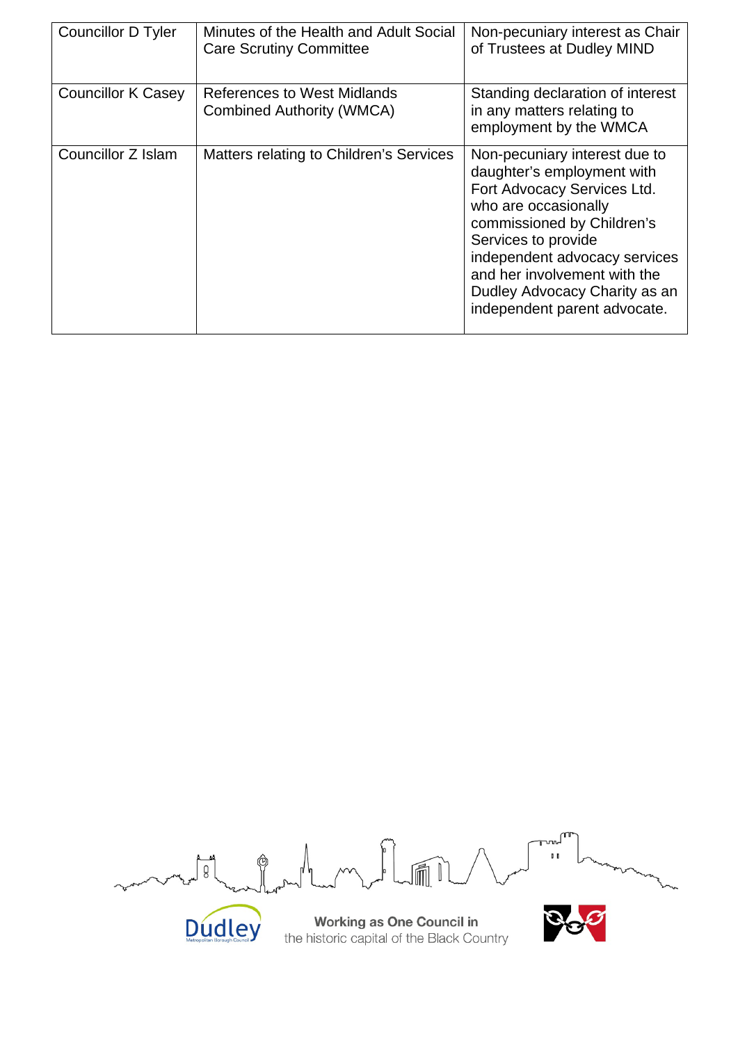| | | |
|---|---|---|
| Councillor D Tyler | Minutes of the Health and Adult Social Care Scrutiny Committee | Non-pecuniary interest as Chair of Trustees at Dudley MIND |
| Councillor K Casey | References to West Midlands Combined Authority (WMCA) | Standing declaration of interest in any matters relating to employment by the WMCA |
| Councillor Z Islam | Matters relating to Children's Services | Non-pecuniary interest due to daughter's employment with Fort Advocacy Services Ltd. who are occasionally commissioned by Children's Services to provide independent advocacy services and her involvement with the Dudley Advocacy Charity as an independent parent advocate. |